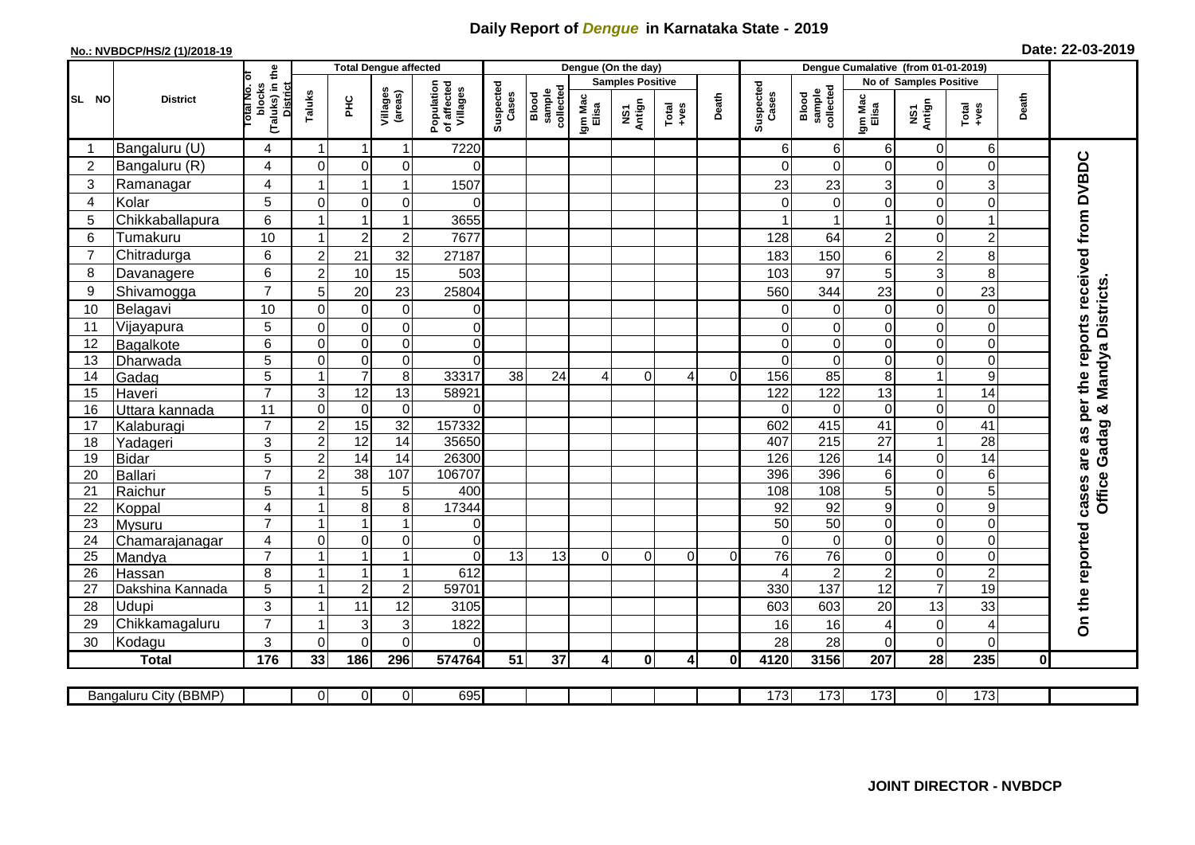# Daily Report of *Dengue* in Karnataka State - 2019

**No.: NVBDCP/HS/2 (1)/2018-19**

**Date: 22-03-2019**

| SL NO | District | Total No. of blocks (Taluks) in the District | Total Dengue affected | | | | Dengue (On the day) | | | | | | | Dengue Cumalative (from 01-01-2019) | | | | | | | |
|---|---|---|---|---|---|---|---|---|---|---|---|---|---|---|---|---|---|---|---|---|
| | | | Taluks | PHC | Villages (areas) | Population of affected Villages | Suspected Cases | Blood sample collected | Samples Positive | | | Death | Suspected Cases | Blood sample collected | No of Samples Positive | | | Death | |
| | | | | | | | | | Igm Mac Elisa | NS1 Antign | Total +ves | | | | Igm Mac Elisa | NS1 Antign | Total +ves | | |
| 1 | Bangaluru (U) | 4 | 1 | 1 | 1 | 7220 | | | | | | | 6 | 6 | 6 | 0 | 6 | | On the reported cases are as per the reports received from DVBDC Office Gadag & Mandya Districts. |
| 2 | Bangaluru (R) | 4 | 0 | 0 | 0 | 0 | | | | | | | 0 | 0 | 0 | 0 | 0 | | |
| 3 | Ramanagar | 4 | 1 | 1 | 1 | 1507 | | | | | | | 23 | 23 | 3 | 0 | 3 | | |
| 4 | Kolar | 5 | 0 | 0 | 0 | 0 | | | | | | | 0 | 0 | 0 | 0 | 0 | | |
| 5 | Chikkaballapura | 6 | 1 | 1 | 1 | 3655 | | | | | | | 1 | 1 | 1 | 0 | 1 | | |
| 6 | Tumakuru | 10 | 1 | 2 | 2 | 7677 | | | | | | | 128 | 64 | 2 | 0 | 2 | | |
| 7 | Chitradurga | 6 | 2 | 21 | 32 | 27187 | | | | | | | 183 | 150 | 6 | 2 | 8 | | |
| 8 | Davanagere | 6 | 2 | 10 | 15 | 503 | | | | | | | 103 | 97 | 5 | 3 | 8 | | |
| 9 | Shivamogga | 7 | 5 | 20 | 23 | 25804 | | | | | | | 560 | 344 | 23 | 0 | 23 | | |
| 10 | Belagavi | 10 | 0 | 0 | 0 | 0 | | | | | | | 0 | 0 | 0 | 0 | 0 | | |
| 11 | Vijayapura | 5 | 0 | 0 | 0 | 0 | | | | | | | 0 | 0 | 0 | 0 | 0 | | |
| 12 | Bagalkote | 6 | 0 | 0 | 0 | 0 | | | | | | | 0 | 0 | 0 | 0 | 0 | | |
| 13 | Dharwada | 5 | 0 | 0 | 0 | 0 | | | | | | | 0 | 0 | 0 | 0 | 0 | | |
| 14 | Gadag | 5 | 1 | 7 | 8 | 33317 | 38 | 24 | 4 | 0 | 4 | 0 | 156 | 85 | 8 | 1 | 9 | | |
| 15 | Haveri | 7 | 3 | 12 | 13 | 58921 | | | | | | | 122 | 122 | 13 | 1 | 14 | | |
| 16 | Uttara kannada | 11 | 0 | 0 | 0 | 0 | | | | | | | 0 | 0 | 0 | 0 | 0 | | |
| 17 | Kalaburagi | 7 | 2 | 15 | 32 | 157332 | | | | | | | 602 | 415 | 41 | 0 | 41 | | |
| 18 | Yadageri | 3 | 2 | 12 | 14 | 35650 | | | | | | | 407 | 215 | 27 | 1 | 28 | | |
| 19 | Bidar | 5 | 2 | 14 | 14 | 26300 | | | | | | | 126 | 126 | 14 | 0 | 14 | | |
| 20 | Ballari | 7 | 2 | 38 | 107 | 106707 | | | | | | | 396 | 396 | 6 | 0 | 6 | | |
| 21 | Raichur | 5 | 1 | 5 | 5 | 400 | | | | | | | 108 | 108 | 5 | 0 | 5 | | |
| 22 | Koppal | 4 | 1 | 8 | 8 | 17344 | | | | | | | 92 | 92 | 9 | 0 | 9 | | |
| 23 | Mysuru | 7 | 1 | 1 | 1 | 0 | | | | | | | 50 | 50 | 0 | 0 | 0 | | |
| 24 | Chamarajanagar | 4 | 0 | 0 | 0 | 0 | | | | | | | 0 | 0 | 0 | 0 | 0 | | |
| 25 | Mandya | 7 | 1 | 1 | 1 | 0 | 13 | 13 | 0 | 0 | 0 | 0 | 76 | 76 | 0 | 0 | 0 | | |
| 26 | Hassan | 8 | 1 | 1 | 1 | 612 | | | | | | | 4 | 2 | 2 | 0 | 2 | | |
| 27 | Dakshina Kannada | 5 | 1 | 2 | 2 | 59701 | | | | | | | 330 | 137 | 12 | 7 | 19 | | |
| 28 | Udupi | 3 | 1 | 11 | 12 | 3105 | | | | | | | 603 | 603 | 20 | 13 | 33 | | |
| 29 | Chikkamagaluru | 7 | 1 | 3 | 3 | 1822 | | | | | | | 16 | 16 | 4 | 0 | 4 | | |
| 30 | Kodagu | 3 | 0 | 0 | 0 | 0 | | | | | | | 28 | 28 | 0 | 0 | 0 | | |
| | **Total** | **176** | **33** | **186** | **296** | **574764** | **51** | **37** | **4** | **0** | **4** | **0** | **4120** | **3156** | **207** | **28** | **235** | **0** | |

| Bangaluru City (BBMP) | | 0 | 0 | 0 | 695 | | | | | | | 173 | 173 | 173 | 0 | 173 | | |
|---|---|---|---|---|---|---|---|---|---|---|---|---|---|---|---|---|---|---|

**JOINT DIRECTOR - NVBDCP**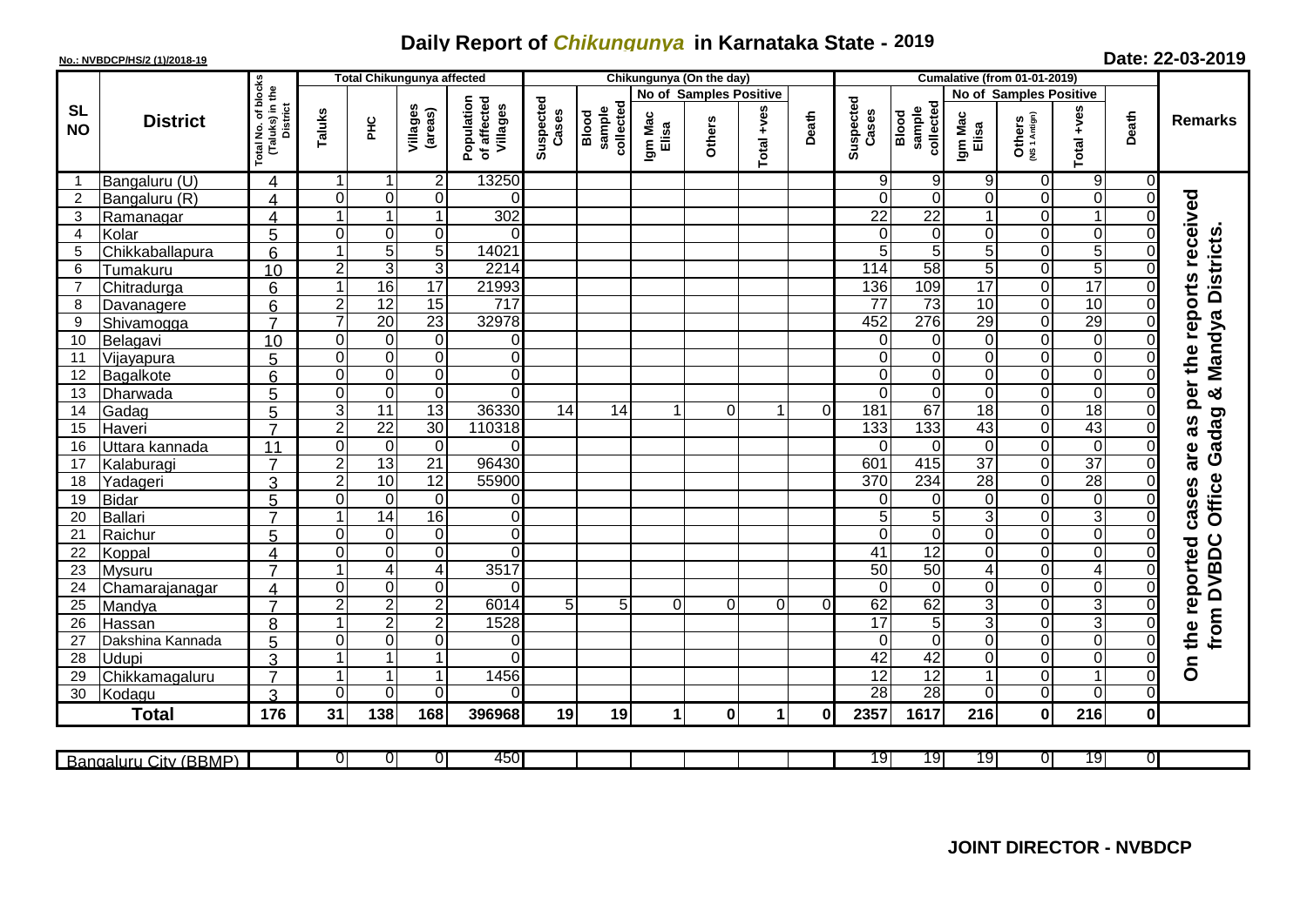# Daily Report of *Chikungunya* in Karnataka State - 2019

**No.: NVBDCP/HS/2 (1)/2018-19**

**Date: 22-03-2019**

| SL NO | District | Total No. of blocks (Taluks) in the District | Total Chikungunya affected | | | | Chikungunya (On the day) | | | | | | | Cumalative (from 01-01-2019) | | | | | | | Remarks |
|---|---|---|---|---|---|---|---|---|---|---|---|---|---|---|---|---|---|---|---|---|---|
| | | | Taluks | PHC | Villages (areas) | Population of affected Villages | Suspected Cases | Blood sample collected | No of Samples Positive | | | Death | Suspected Cases | Blood sample collected | No of Samples Positive | | | Death | |
| | | | | | | | | | Igm Mac Elisa | Others | Total +ves | | | | Igm Mac Elisa | Others (NS1 Antign) | Total +ves | | |
| 1 | Bangaluru (U) | 4 | 1 | 1 | 2 | 13250 | | | | | | | 9 | 9 | 9 | 0 | 9 | 0 | On the reported cases are as per the reports received from DVBDC Office Gadag & Mandya Districts. |
| 2 | Bangaluru (R) | 4 | 0 | 0 | 0 | 0 | | | | | | | 0 | 0 | 0 | 0 | 0 | 0 | |
| 3 | Ramanagar | 4 | 1 | 1 | 1 | 302 | | | | | | | 22 | 22 | 1 | 0 | 1 | 0 | |
| 4 | Kolar | 5 | 0 | 0 | 0 | 0 | | | | | | | 0 | 0 | 0 | 0 | 0 | 0 | |
| 5 | Chikkaballapura | 6 | 1 | 5 | 5 | 14021 | | | | | | | 5 | 5 | 5 | 0 | 5 | 0 | |
| 6 | Tumakuru | 10 | 2 | 3 | 3 | 2214 | | | | | | | 114 | 58 | 5 | 0 | 5 | 0 | |
| 7 | Chitradurga | 6 | 1 | 16 | 17 | 21993 | | | | | | | 136 | 109 | 17 | 0 | 17 | 0 | |
| 8 | Davanagere | 6 | 2 | 12 | 15 | 717 | | | | | | | 77 | 73 | 10 | 0 | 10 | 0 | |
| 9 | Shivamogga | 7 | 7 | 20 | 23 | 32978 | | | | | | | 452 | 276 | 29 | 0 | 29 | 0 | |
| 10 | Belagavi | 10 | 0 | 0 | 0 | 0 | | | | | | | 0 | 0 | 0 | 0 | 0 | 0 | |
| 11 | Vijayapura | 5 | 0 | 0 | 0 | 0 | | | | | | | 0 | 0 | 0 | 0 | 0 | 0 | |
| 12 | Bagalkote | 6 | 0 | 0 | 0 | 0 | | | | | | | 0 | 0 | 0 | 0 | 0 | 0 | |
| 13 | Dharwada | 5 | 0 | 0 | 0 | 0 | | | | | | | 0 | 0 | 0 | 0 | 0 | 0 | |
| 14 | Gadag | 5 | 3 | 11 | 13 | 36330 | 14 | 14 | 1 | 0 | 1 | 0 | 181 | 67 | 18 | 0 | 18 | 0 | |
| 15 | Haveri | 7 | 2 | 22 | 30 | 110318 | | | | | | | 133 | 133 | 43 | 0 | 43 | 0 | |
| 16 | Uttara kannada | 11 | 0 | 0 | 0 | 0 | | | | | | | 0 | 0 | 0 | 0 | 0 | 0 | |
| 17 | Kalaburagi | 7 | 2 | 13 | 21 | 96430 | | | | | | | 601 | 415 | 37 | 0 | 37 | 0 | |
| 18 | Yadageri | 3 | 2 | 10 | 12 | 55900 | | | | | | | 370 | 234 | 28 | 0 | 28 | 0 | |
| 19 | Bidar | 5 | 0 | 0 | 0 | 0 | | | | | | | 0 | 0 | 0 | 0 | 0 | 0 | |
| 20 | Ballari | 7 | 1 | 14 | 16 | 0 | | | | | | | 5 | 5 | 3 | 0 | 3 | 0 | |
| 21 | Raichur | 5 | 0 | 0 | 0 | 0 | | | | | | | 0 | 0 | 0 | 0 | 0 | 0 | |
| 22 | Koppal | 4 | 0 | 0 | 0 | 0 | | | | | | | 41 | 12 | 0 | 0 | 0 | 0 | |
| 23 | Mysuru | 7 | 1 | 4 | 4 | 3517 | | | | | | | 50 | 50 | 4 | 0 | 4 | 0 | |
| 24 | Chamarajanagar | 4 | 0 | 0 | 0 | 0 | | | | | | | 0 | 0 | 0 | 0 | 0 | 0 | |
| 25 | Mandya | 7 | 2 | 2 | 2 | 6014 | 5 | 5 | 0 | 0 | 0 | 0 | 62 | 62 | 3 | 0 | 3 | 0 | |
| 26 | Hassan | 8 | 1 | 2 | 2 | 1528 | | | | | | | 17 | 5 | 3 | 0 | 3 | 0 | |
| 27 | Dakshina Kannada | 5 | 0 | 0 | 0 | 0 | | | | | | | 0 | 0 | 0 | 0 | 0 | 0 | |
| 28 | Udupi | 3 | 1 | 1 | 1 | 0 | | | | | | | 42 | 42 | 0 | 0 | 0 | 0 | |
| 29 | Chikkamagaluru | 7 | 1 | 1 | 1 | 1456 | | | | | | | 12 | 12 | 1 | 0 | 1 | 0 | |
| 30 | Kodagu | 3 | 0 | 0 | 0 | 0 | | | | | | | 28 | 28 | 0 | 0 | 0 | 0 | |
| | **Total** | **176** | **31** | **138** | **168** | **396968** | **19** | **19** | **1** | **0** | **1** | **0** | **2357** | **1617** | **216** | **0** | **216** | **0** | |

| | | | | | | | | | | | | | | | | | | |
|---|---|---|---|---|---|---|---|---|---|---|---|---|---|---|---|---|---|---|
| Bangaluru City (BBMP) | | 0 | 0 | 0 | 450 | | | | | | | 19 | 19 | 19 | 0 | 19 | 0 | |

**JOINT DIRECTOR - NVBDCP**